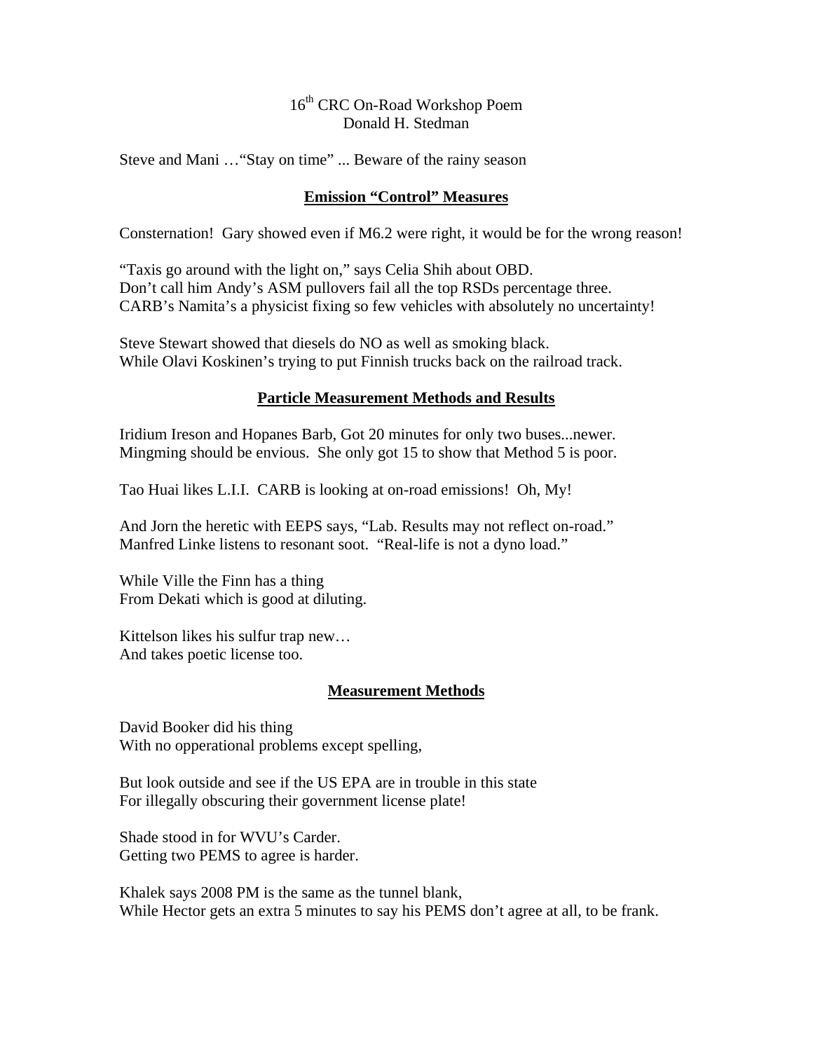# 16th CRC On-Road Workshop Poem
Donald H. Stedman

Steve and Mani …"Stay on time" ... Beware of the rainy season

## Emission "Control" Measures

Consternation! Gary showed even if M6.2 were right, it would be for the wrong reason!

"Taxis go around with the light on," says Celia Shih about OBD.
Don't call him Andy's ASM pullovers fail all the top RSDs percentage three.
CARB's Namita's a physicist fixing so few vehicles with absolutely no uncertainty!

Steve Stewart showed that diesels do NO as well as smoking black.
While Olavi Koskinen's trying to put Finnish trucks back on the railroad track.

## Particle Measurement Methods and Results

Iridium Ireson and Hopanes Barb, Got 20 minutes for only two buses...newer.
Mingming should be envious. She only got 15 to show that Method 5 is poor.

Tao Huai likes L.I.I. CARB is looking at on-road emissions! Oh, My!

And Jorn the heretic with EEPS says, "Lab. Results may not reflect on-road."
Manfred Linke listens to resonant soot. "Real-life is not a dyno load."

While Ville the Finn has a thing
From Dekati which is good at diluting.

Kittelson likes his sulfur trap new…
And takes poetic license too.

## Measurement Methods

David Booker did his thing
With no opperational problems except spelling,

But look outside and see if the US EPA are in trouble in this state
For illegally obscuring their government license plate!

Shade stood in for WVU's Carder.
Getting two PEMS to agree is harder.

Khalek says 2008 PM is the same as the tunnel blank,
While Hector gets an extra 5 minutes to say his PEMS don't agree at all, to be frank.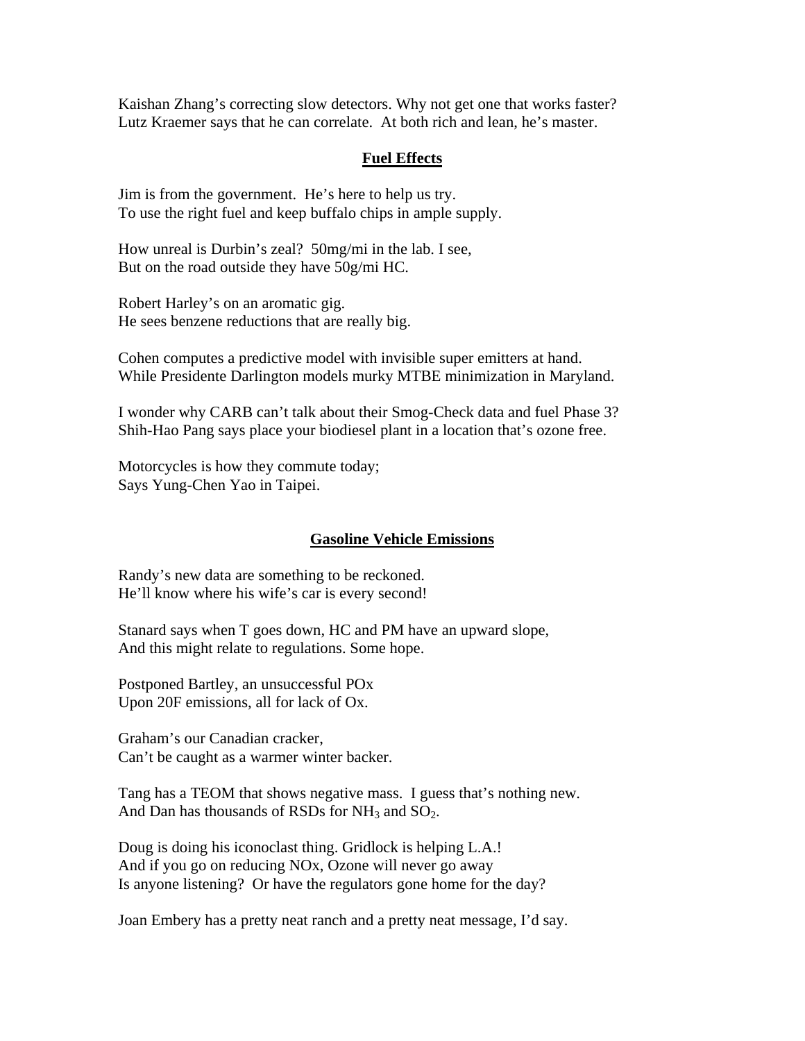Kaishan Zhang's correcting slow detectors. Why not get one that works faster?
Lutz Kraemer says that he can correlate. At both rich and lean, he's master.

## Fuel Effects

Jim is from the government. He's here to help us try.
To use the right fuel and keep buffalo chips in ample supply.

How unreal is Durbin's zeal? 50mg/mi in the lab. I see,
But on the road outside they have 50g/mi HC.

Robert Harley's on an aromatic gig.
He sees benzene reductions that are really big.

Cohen computes a predictive model with invisible super emitters at hand.
While Presidente Darlington models murky MTBE minimization in Maryland.

I wonder why CARB can't talk about their Smog-Check data and fuel Phase 3?
Shih-Hao Pang says place your biodiesel plant in a location that's ozone free.

Motorcycles is how they commute today;
Says Yung-Chen Yao in Taipei.

## Gasoline Vehicle Emissions

Randy's new data are something to be reckoned.
He'll know where his wife's car is every second!

Stanard says when T goes down, HC and PM have an upward slope,
And this might relate to regulations. Some hope.

Postponed Bartley, an unsuccessful POx
Upon 20F emissions, all for lack of Ox.

Graham's our Canadian cracker,
Can't be caught as a warmer winter backer.

Tang has a TEOM that shows negative mass. I guess that's nothing new.
And Dan has thousands of RSDs for $NH_3$ and $SO_2$.

Doug is doing his iconoclast thing. Gridlock is helping L.A.!
And if you go on reducing NOx, Ozone will never go away
Is anyone listening? Or have the regulators gone home for the day?

Joan Embery has a pretty neat ranch and a pretty neat message, I'd say.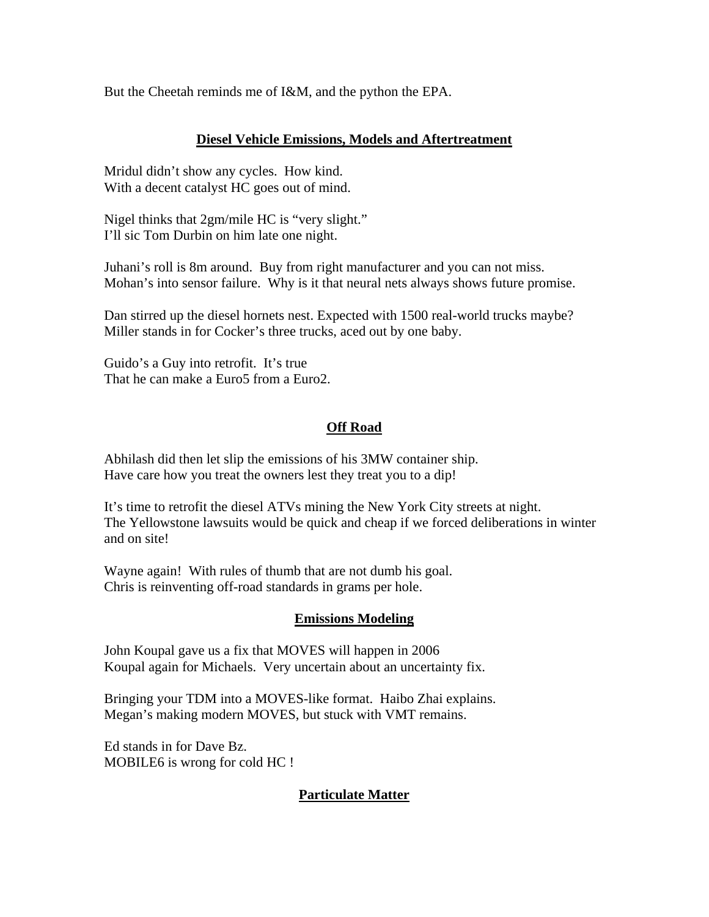But the Cheetah reminds me of I&M, and the python the EPA.

## Diesel Vehicle Emissions, Models and Aftertreatment

Mridul didn't show any cycles. How kind.
With a decent catalyst HC goes out of mind.

Nigel thinks that 2gm/mile HC is "very slight."
I'll sic Tom Durbin on him late one night.

Juhani's roll is 8m around. Buy from right manufacturer and you can not miss.
Mohan's into sensor failure. Why is it that neural nets always shows future promise.

Dan stirred up the diesel hornets nest. Expected with 1500 real-world trucks maybe?
Miller stands in for Cocker's three trucks, aced out by one baby.

Guido's a Guy into retrofit. It's true
That he can make a Euro5 from a Euro2.

## Off Road

Abhilash did then let slip the emissions of his 3MW container ship.
Have care how you treat the owners lest they treat you to a dip!

It's time to retrofit the diesel ATVs mining the New York City streets at night.
The Yellowstone lawsuits would be quick and cheap if we forced deliberations in winter and on site!

Wayne again! With rules of thumb that are not dumb his goal.
Chris is reinventing off-road standards in grams per hole.

## Emissions Modeling

John Koupal gave us a fix that MOVES will happen in 2006
Koupal again for Michaels. Very uncertain about an uncertainty fix.

Bringing your TDM into a MOVES-like format. Haibo Zhai explains.
Megan's making modern MOVES, but stuck with VMT remains.

Ed stands in for Dave Bz.
MOBILE6 is wrong for cold HC !

## Particulate Matter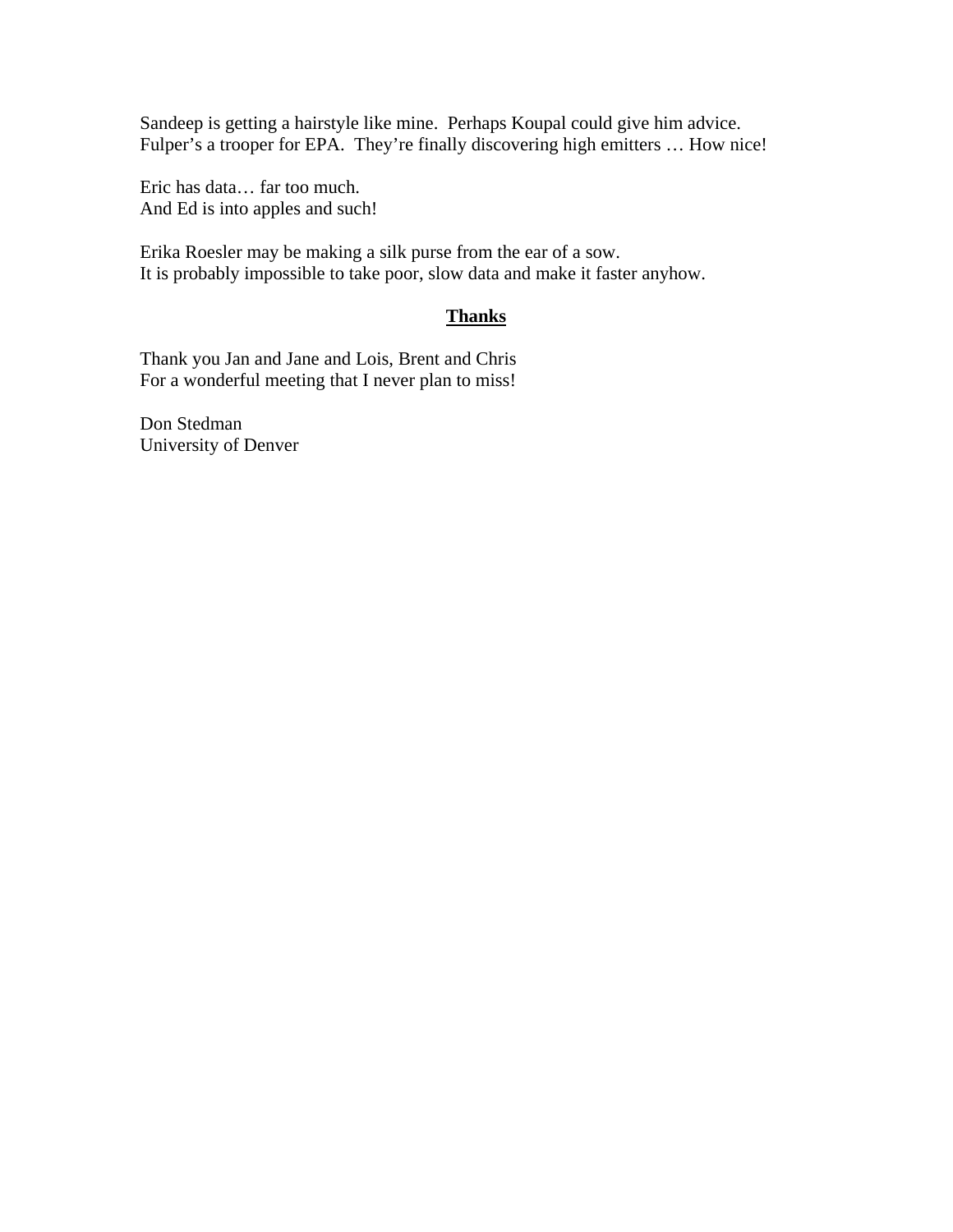Sandeep is getting a hairstyle like mine.  Perhaps Koupal could give him advice.
Fulper's a trooper for EPA.  They're finally discovering high emitters … How nice!

Eric has data… far too much.
And Ed is into apples and such!

Erika Roesler may be making a silk purse from the ear of a sow.
It is probably impossible to take poor, slow data and make it faster anyhow.

## Thanks

Thank you Jan and Jane and Lois, Brent and Chris
For a wonderful meeting that I never plan to miss!

Don Stedman
University of Denver